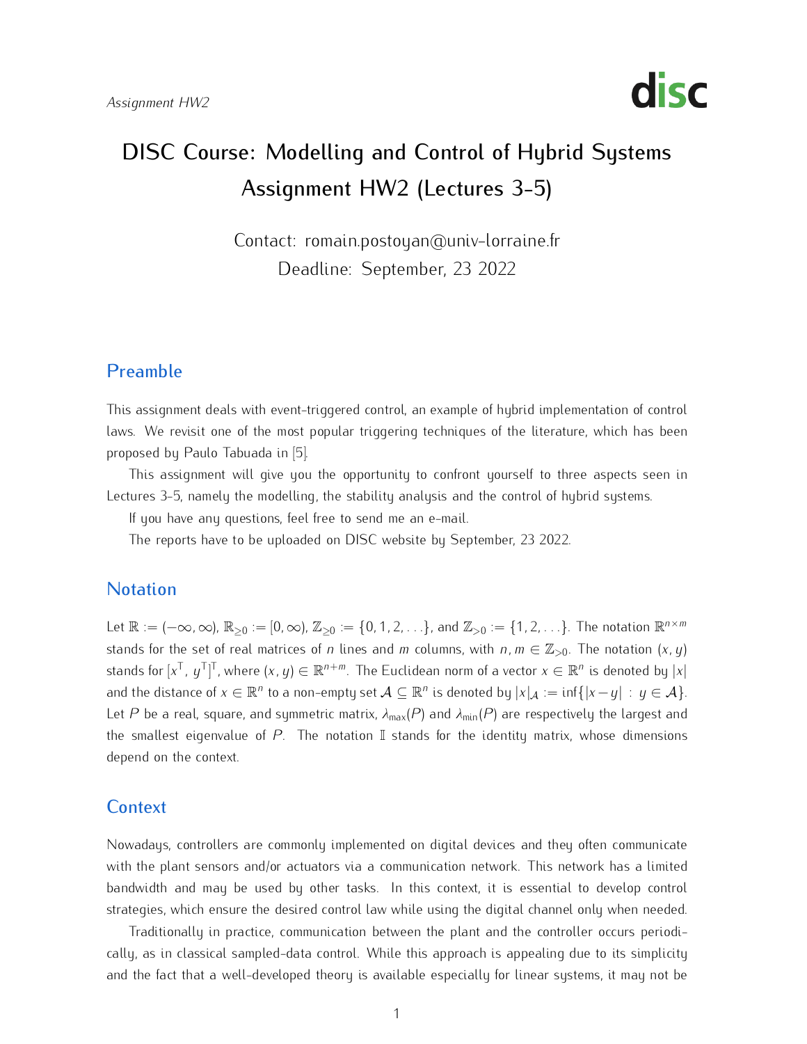*Assignment HW2*

disc

# DISC Course: Modelling and Control of Hybrid Systems Assignment HW2 (Lectures 3-5)

Contact: romain.postoyan@univ-lorraine.fr
Deadline: September, 23 2022

## Preamble

This assignment deals with event-triggered control, an example of hybrid implementation of control laws. We revisit one of the most popular triggering techniques of the literature, which has been proposed by Paulo Tabuada in [5].

This assignment will give you the opportunity to confront yourself to three aspects seen in Lectures 3-5, namely the modelling, the stability analysis and the control of hybrid systems.

If you have any questions, feel free to send me an e-mail.

The reports have to be uploaded on DISC website by September, 23 2022.

## Notation

Let $\mathbb{R} := (-\infty, \infty)$, $\mathbb{R}_{\geq 0} := [0, \infty)$, $\mathbb{Z}_{\geq 0} := \{0, 1, 2, \ldots\}$, and $\mathbb{Z}_{>0} := \{1, 2, \ldots\}$. The notation $\mathbb{R}^{n \times m}$ stands for the set of real matrices of $n$ lines and $m$ columns, with $n, m \in \mathbb{Z}_{>0}$. The notation $(x, y)$ stands for $[x^\top, \, y^\top]^\top$, where $(x, y) \in \mathbb{R}^{n+m}$. The Euclidean norm of a vector $x \in \mathbb{R}^n$ is denoted by $|x|$ and the distance of $x \in \mathbb{R}^n$ to a non-empty set $\mathcal{A} \subseteq \mathbb{R}^n$ is denoted by $|x|_{\mathcal{A}} := \inf\{|x - y| \; : \; y \in \mathcal{A}\}$. Let $P$ be a real, square, and symmetric matrix, $\lambda_{\max}(P)$ and $\lambda_{\min}(P)$ are respectively the largest and the smallest eigenvalue of $P$. The notation $\mathbb{I}$ stands for the identity matrix, whose dimensions depend on the context.

## Context

Nowadays, controllers are commonly implemented on digital devices and they often communicate with the plant sensors and/or actuators via a communication network. This network has a limited bandwidth and may be used by other tasks. In this context, it is essential to develop control strategies, which ensure the desired control law while using the digital channel only when needed.

Traditionally in practice, communication between the plant and the controller occurs periodically, as in classical sampled-data control. While this approach is appealing due to its simplicity and the fact that a well-developed theory is available especially for linear systems, it may not be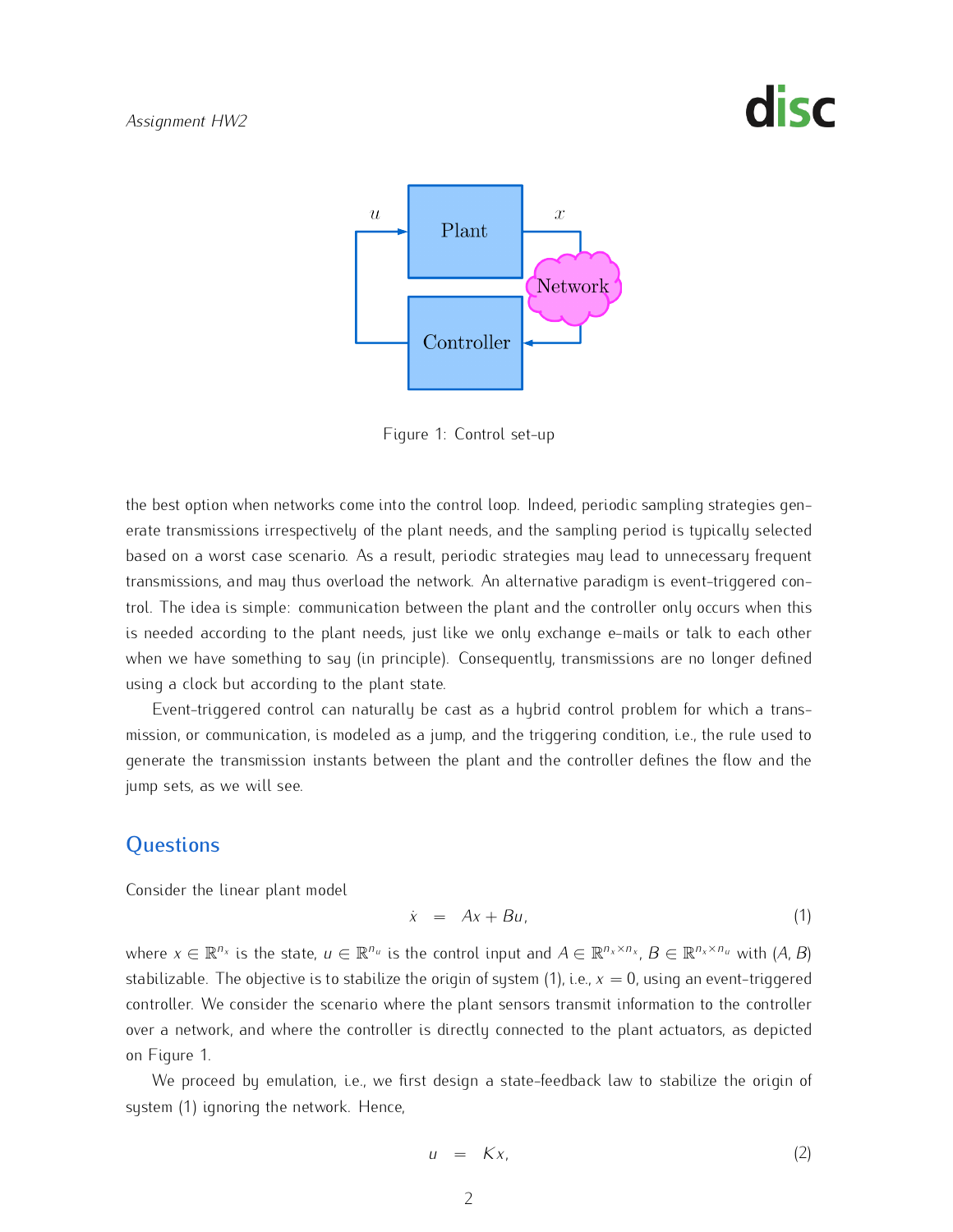Figure 1: Control set-up

the best option when networks come into the control loop. Indeed, periodic sampling strategies generate transmissions irrespectively of the plant needs, and the sampling period is typically selected based on a worst case scenario. As a result, periodic strategies may lead to unnecessary frequent transmissions, and may thus overload the network. An alternative paradigm is event-triggered control. The idea is simple: communication between the plant and the controller only occurs when this is needed according to the plant needs, just like we only exchange e-mails or talk to each other when we have something to say (in principle). Consequently, transmissions are no longer defined using a clock but according to the plant state.

Event-triggered control can naturally be cast as a hybrid control problem for which a transmission, or communication, is modeled as a jump, and the triggering condition, i.e., the rule used to generate the transmission instants between the plant and the controller defines the flow and the jump sets, as we will see.

## Questions

Consider the linear plant model

$$\dot{x} \quad = \quad Ax + Bu, \tag{1}$$

where $x \in \mathbb{R}^{n_x}$ is the state, $u \in \mathbb{R}^{n_u}$ is the control input and $A \in \mathbb{R}^{n_x \times n_x}$, $B \in \mathbb{R}^{n_x \times n_u}$ with $(A, B)$ stabilizable. The objective is to stabilize the origin of system (1), i.e., $x = 0$, using an event-triggered controller. We consider the scenario where the plant sensors transmit information to the controller over a network, and where the controller is directly connected to the plant actuators, as depicted on Figure 1.

We proceed by emulation, i.e., we first design a state-feedback law to stabilize the origin of system (1) ignoring the network. Hence,

$$u \quad = \quad Kx, \tag{2}$$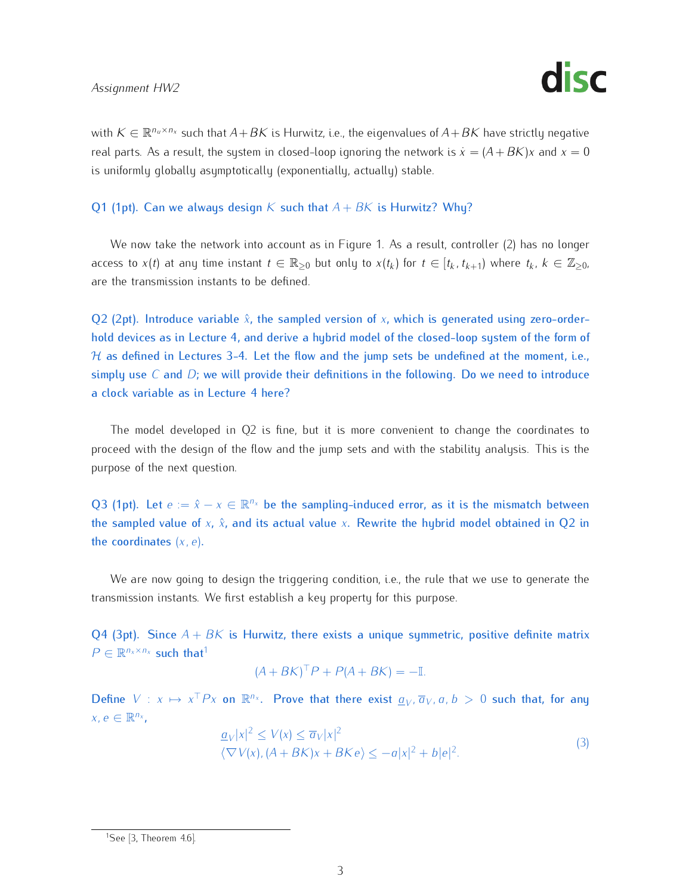with $K \in \mathbb{R}^{n_u \times n_x}$ such that $A+BK$ is Hurwitz, i.e., the eigenvalues of $A+BK$ have strictly negative real parts. As a result, the system in closed-loop ignoring the network is $\dot{x} = (A+BK)x$ and $x=0$ is uniformly globally asymptotically (exponentially, actually) stable.

**Q1 (1pt). Can we always design $K$ such that $A+BK$ is Hurwitz? Why?**

We now take the network into account as in Figure 1. As a result, controller (2) has no longer access to $x(t)$ at any time instant $t \in \mathbb{R}_{\geq 0}$ but only to $x(t_k)$ for $t \in [t_k, t_{k+1})$ where $t_k$, $k \in \mathbb{Z}_{\geq 0}$, are the transmission instants to be defined.

**Q2 (2pt). Introduce variable $\hat{x}$, the sampled version of $x$, which is generated using zero-order-hold devices as in Lecture 4, and derive a hybrid model of the closed-loop system of the form of $\mathcal{H}$ as defined in Lectures 3-4. Let the flow and the jump sets be undefined at the moment, i.e., simply use $C$ and $D$; we will provide their definitions in the following. Do we need to introduce a clock variable as in Lecture 4 here?**

The model developed in Q2 is fine, but it is more convenient to change the coordinates to proceed with the design of the flow and the jump sets and with the stability analysis. This is the purpose of the next question.

**Q3 (1pt). Let $e := \hat{x} - x \in \mathbb{R}^{n_x}$ be the sampling-induced error, as it is the mismatch between the sampled value of $x$, $\hat{x}$, and its actual value $x$. Rewrite the hybrid model obtained in Q2 in the coordinates $(x, e)$.**

We are now going to design the triggering condition, i.e., the rule that we use to generate the transmission instants. We first establish a key property for this purpose.

**Q4 (3pt). Since $A+BK$ is Hurwitz, there exists a unique symmetric, positive definite matrix $P \in \mathbb{R}^{n_x \times n_x}$ such that[1]**

$$(A+BK)^\top P + P(A+BK) = -\mathbb{I}.$$

**Define $V : x \mapsto x^\top P x$ on $\mathbb{R}^{n_x}$. Prove that there exist $\underline{a}_V, \overline{a}_V, a, b > 0$ such that, for any $x, e \in \mathbb{R}^{n_x}$,**

$$\begin{aligned} \underline{a}_V |x|^2 \leq V(x) \leq \overline{a}_V |x|^2 \\ \langle \nabla V(x), (A+BK)x + BKe \rangle \leq -a|x|^2 + b|e|^2. \end{aligned} \tag{3}$$

[1] See [3, Theorem 4.6].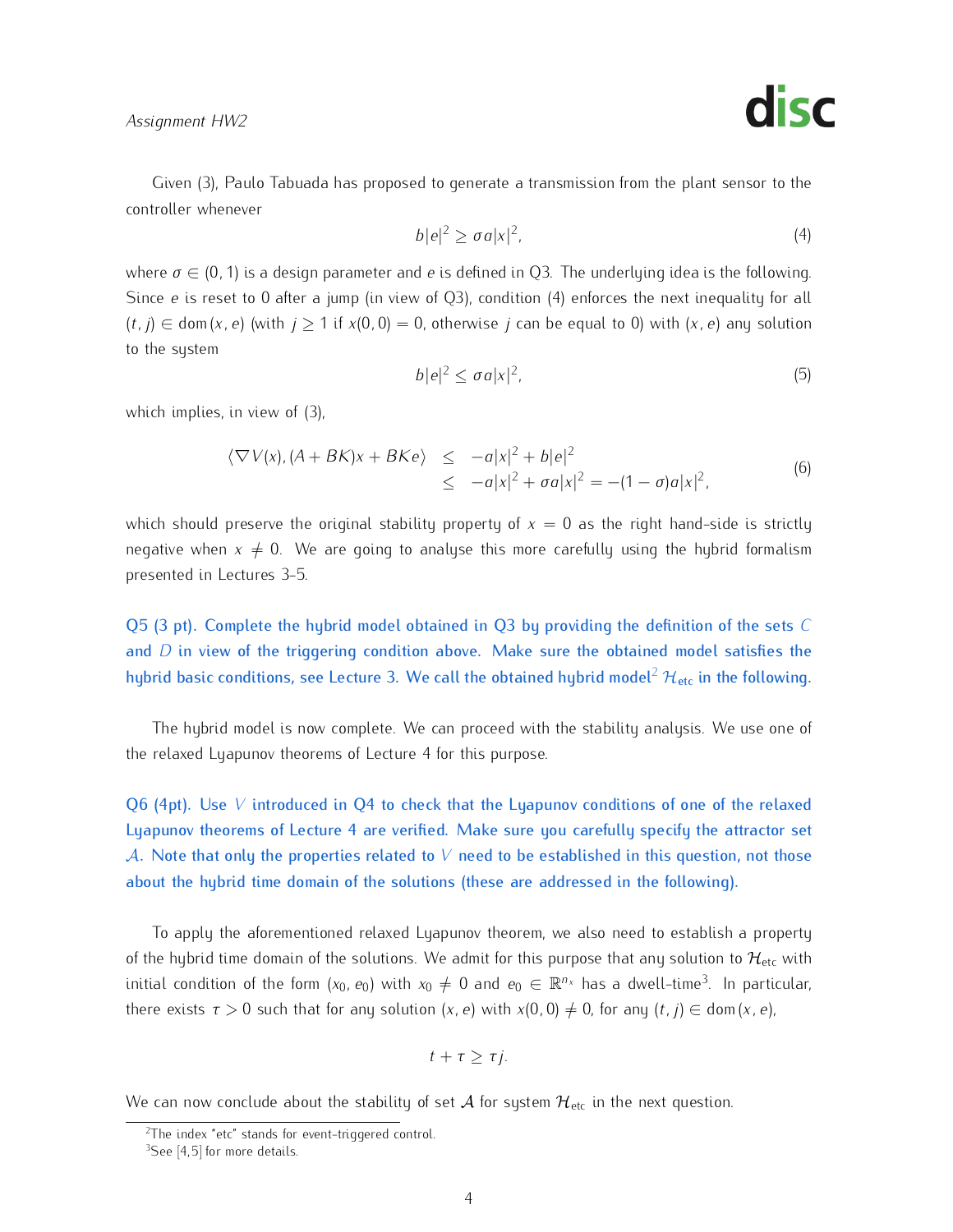Given (3), Paulo Tabuada has proposed to generate a transmission from the plant sensor to the controller whenever

$$b|e|^2 \geq \sigma a|x|^2, \tag{4}$$

where $\sigma \in (0, 1)$ is a design parameter and $e$ is defined in Q3. The underlying idea is the following. Since $e$ is reset to 0 after a jump (in view of Q3), condition (4) enforces the next inequality for all $(t, j) \in \mathrm{dom}\,(x, e)$ (with $j \geq 1$ if $x(0, 0) = 0$, otherwise $j$ can be equal to 0) with $(x, e)$ any solution to the system

$$b|e|^2 \leq \sigma a|x|^2, \tag{5}$$

which implies, in view of (3),

$$\begin{aligned} \langle \nabla V(x), (A + BK)x + BKe \rangle &\leq -a|x|^2 + b|e|^2 \\ &\leq -a|x|^2 + \sigma a|x|^2 = -(1 - \sigma)a|x|^2, \end{aligned} \tag{6}$$

which should preserve the original stability property of $x = 0$ as the right hand-side is strictly negative when $x \neq 0$. We are going to analyse this more carefully using the hybrid formalism presented in Lectures 3-5.

**Q5 (3 pt). Complete the hybrid model obtained in Q3 by providing the definition of the sets $C$ and $D$ in view of the triggering condition above. Make sure the obtained model satisfies the hybrid basic conditions, see Lecture 3. We call the obtained hybrid model[2] $\mathcal{H}_{\text{etc}}$ in the following.**

The hybrid model is now complete. We can proceed with the stability analysis. We use one of the relaxed Lyapunov theorems of Lecture 4 for this purpose.

**Q6 (4pt). Use $V$ introduced in Q4 to check that the Lyapunov conditions of one of the relaxed Lyapunov theorems of Lecture 4 are verified. Make sure you carefully specify the attractor set $\mathcal{A}$. Note that only the properties related to $V$ need to be established in this question, not those about the hybrid time domain of the solutions (these are addressed in the following).**

To apply the aforementioned relaxed Lyapunov theorem, we also need to establish a property of the hybrid time domain of the solutions. We admit for this purpose that any solution to $\mathcal{H}_{\text{etc}}$ with initial condition of the form $(x_0, e_0)$ with $x_0 \neq 0$ and $e_0 \in \mathbb{R}^{n_x}$ has a dwell-time[3]. In particular, there exists $\tau > 0$ such that for any solution $(x, e)$ with $x(0, 0) \neq 0$, for any $(t, j) \in \mathrm{dom}\,(x, e)$,

$$t + \tau \geq \tau j.$$

We can now conclude about the stability of set $\mathcal{A}$ for system $\mathcal{H}_{\text{etc}}$ in the next question.

[2] The index "etc" stands for event-triggered control.

[3] See [4,5] for more details.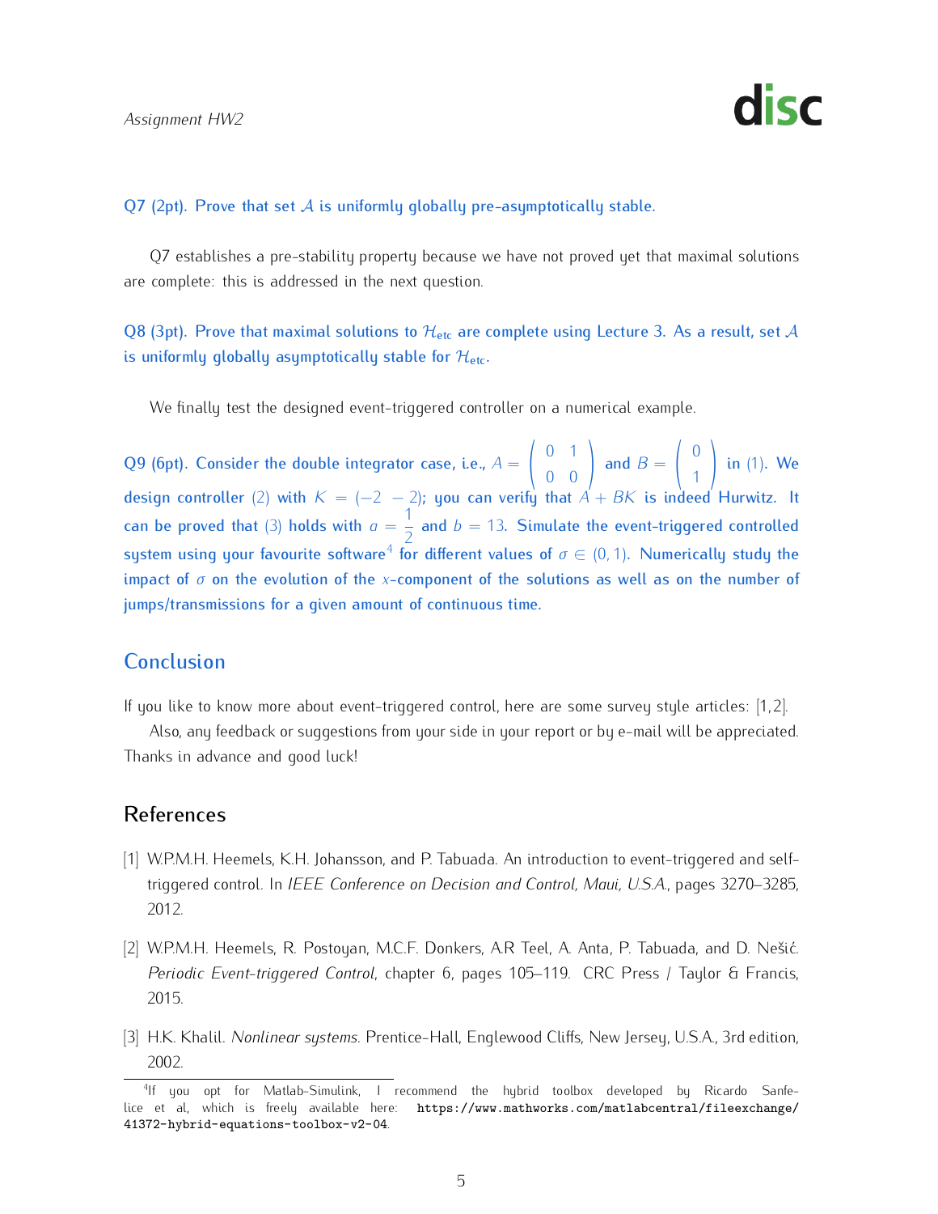**Q7 (2pt). Prove that set $\mathcal{A}$ is uniformly globally pre-asymptotically stable.**

Q7 establishes a pre-stability property because we have not proved yet that maximal solutions are complete: this is addressed in the next question.

**Q8 (3pt). Prove that maximal solutions to $\mathcal{H}_{\text{etc}}$ are complete using Lecture 3. As a result, set $\mathcal{A}$ is uniformly globally asymptotically stable for $\mathcal{H}_{\text{etc}}$.**

We finally test the designed event-triggered controller on a numerical example.

**Q9 (6pt). Consider the double integrator case, i.e., $A = \begin{pmatrix} 0 & 1 \\ 0 & 0 \end{pmatrix}$ and $B = \begin{pmatrix} 0 \\ 1 \end{pmatrix}$ in (1). We design controller (2) with $K = (-2 \ \ -2)$; you can verify that $A + BK$ is indeed Hurwitz. It can be proved that (3) holds with $a = \frac{1}{2}$ and $b = 13$. Simulate the event-triggered controlled system using your favourite software[4] for different values of $\sigma \in (0, 1)$. Numerically study the impact of $\sigma$ on the evolution of the $x$-component of the solutions as well as on the number of jumps/transmissions for a given amount of continuous time.**

## Conclusion

If you like to know more about event-triggered control, here are some survey style articles: [1,2].

Also, any feedback or suggestions from your side in your report or by e-mail will be appreciated. Thanks in advance and good luck!

## References

[1] W.P.M.H. Heemels, K.H. Johansson, and P. Tabuada. An introduction to event-triggered and self-triggered control. In *IEEE Conference on Decision and Control, Maui, U.S.A.*, pages 3270–3285, 2012.

[2] W.P.M.H. Heemels, R. Postoyan, M.C.F. Donkers, A.R Teel, A. Anta, P. Tabuada, and D. Nešić. *Periodic Event-triggered Control*, chapter 6, pages 105–119. CRC Press / Taylor & Francis, 2015.

[3] H.K. Khalil. *Nonlinear systems*. Prentice-Hall, Englewood Cliffs, New Jersey, U.S.A., 3rd edition, 2002.

---

[4] If you opt for Matlab-Simulink, I recommend the hybrid toolbox developed by Ricardo Sanfelice et al, which is freely available here: `https://www.mathworks.com/matlabcentral/fileexchange/41372-hybrid-equations-toolbox-v2-04`.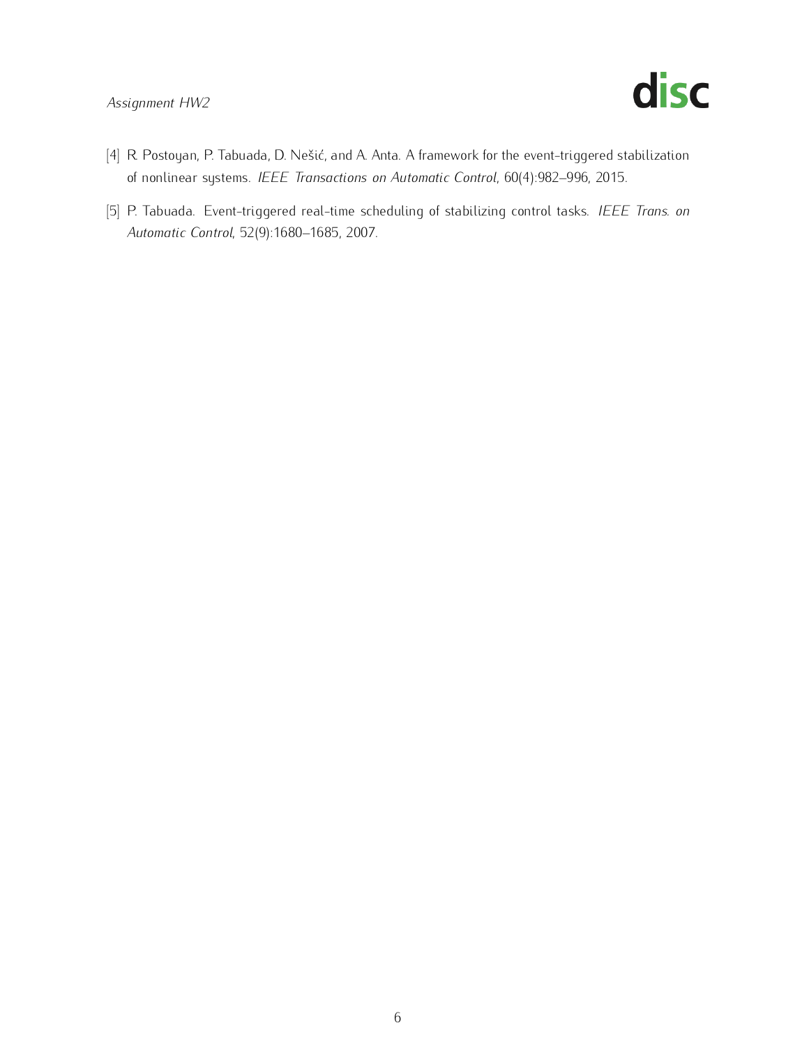[4] R. Postoyan, P. Tabuada, D. Nešić, and A. Anta. A framework for the event-triggered stabilization of nonlinear systems. *IEEE Transactions on Automatic Control*, 60(4):982–996, 2015.

[5] P. Tabuada. Event-triggered real-time scheduling of stabilizing control tasks. *IEEE Trans. on Automatic Control*, 52(9):1680–1685, 2007.